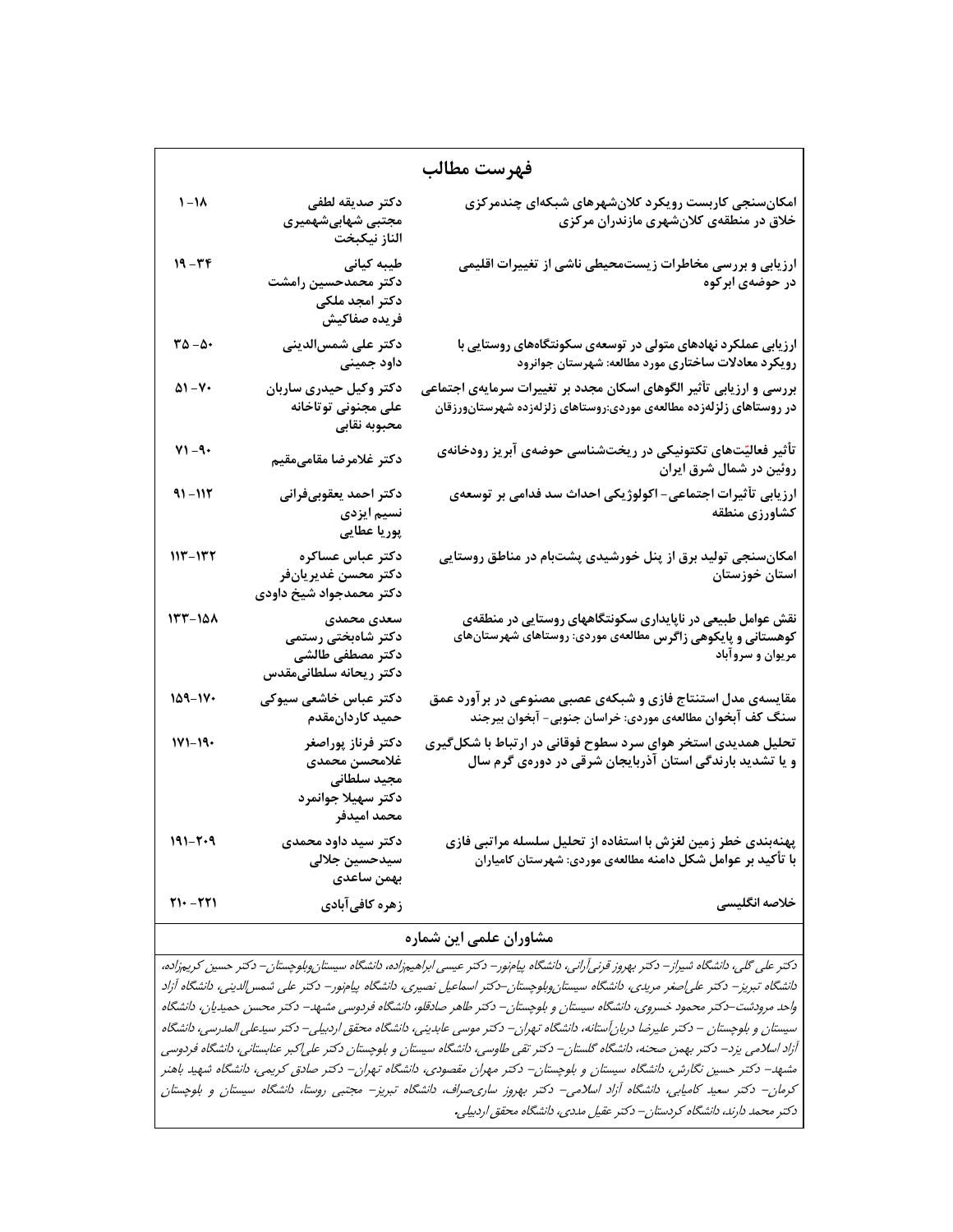# فهرست مطالب

| عنوان | نویسندگان | صفحه |
| --- | --- | --- |
| امکان‌سنجی کاربست رویکرد کلان‌شهرهای شبکه‌ای چندمرکزی خلاق در منطقه‌ی کلان‌شهری مازندران مرکزی | دکتر صدیقه لطفی، مجتبی شهابی‌شهمیری، الناز نیکبخت | ۱-۱۸ |
| ارزیابی و بررسی مخاطرات زیست‌محیطی ناشی از تغییرات اقلیمی در حوضه‌ی ابرکوه | طیبه کیانی، دکتر محمدحسین رامشت، دکتر امجد ملکی، فریده صفاکیش | ۱۹-۳۴ |
| ارزیابی عملکرد نهادهای متولی در توسعه‌ی سکونتگاه‌های روستایی با رویکرد معادلات ساختاری مورد مطالعه: شهرستان جوانرود | دکتر علی شمس‌الدینی، داود جمینی | ۳۵-۵۰ |
| بررسی و ارزیابی تأثیر الگوهای اسکان مجدد بر تغییرات سرمایه‌ی اجتماعی در روستاهای زلزله‌زده مطالعه‌ی موردی:روستاهای زلزله‌زده شهرستان‌ورزقان | دکتر وکیل حیدری ساربان، علی مجنونی توتاخانه، محبوبه نقابی | ۵۱-۷۰ |
| تأثیر فعالیّت‌های تکتونیکی در ریخت‌شناسی حوضه‌ی آبریز رودخانه‌ی روئین در شمال شرق ایران | دکتر غلامرضا مقامی‌مقیم | ۷۱-۹۰ |
| ارزیابی تأثیرات اجتماعی- اکولوژیکی احداث سد فدامی بر توسعه‌ی کشاورزی منطقه | دکتر احمد یعقوبی‌فرانی، نسیم ایزدی، پوریا عطایی | ۹۱-۱۱۲ |
| امکان‌سنجی تولید برق از پنل خورشیدی پشت‌بام در مناطق روستایی استان خوزستان | دکتر عباس عساکره، دکتر محسن غدیریان‌فر، دکتر محمدجواد شیخ داودی | ۱۱۳-۱۳۲ |
| نقش عوامل طبیعی در ناپایداری سکونتگاههای روستایی در منطقه‌ی کوهستانی و پایکوهی زاگرس مطالعه‌ی موردی: روستاهای شهرستان‌های مریوان و سروآباد | سعدی محمدی، دکتر شاه‌بختی رستمی، دکتر مصطفی طالشی، دکتر ریحانه سلطانی‌مقدس | ۱۳۳-۱۵۸ |
| مقایسه‌ی مدل استنتاج فازی و شبکه‌ی عصبی مصنوعی در برآورد عمق سنگ کف آبخوان مطالعه‌ی موردی: خراسان جنوبی- آبخوان بیرجند | دکتر عباس خاشعی سیوکی، حمید کاردان‌مقدم | ۱۵۹-۱۷۰ |
| تحلیل همدیدی استخر هوای سرد سطوح فوقانی در ارتباط با شکل‌گیری و یا تشدید بارندگی استان آذربایجان شرقی در دوره‌ی گرم سال | دکتر فرناز پوراصغر، غلامحسن محمدی، مجید سلطانی، دکتر سهیلا جوانمرد، محمد امیدفر | ۱۷۱-۱۹۰ |
| پهنه‌بندی خطر زمین لغزش با استفاده از تحلیل سلسله مراتبی فازی با تأکید بر عوامل شکل دامنه مطالعه‌ی موردی: شهرستان کامیاران | دکتر سید داود محمدی، سیدحسین جلالی، بهمن ساعدی | ۱۹۱-۲۰۹ |
| خلاصه انگلیسی | زهره کافی‌آبادی | ۲۱۰-۲۲۱ |

## مشاوران علمی این شماره

*دکتر علی گلی، دانشگاه شیراز– دکتر بهروز قرنی‌آرانی، دانشگاه پیام‌نور– دکتر عیسی ابراهیم‌زاده، دانشگاه سیستان‌وبلوچستان– دکتر حسین کریم‌زاده، دانشگاه تبریز– دکتر علی‌اصغر مریدی، دانشگاه سیستان‌وبلوچستان–دکتر اسماعیل نصیری، دانشگاه پیام‌نور– دکتر علی شمس‌الدینی، دانشگاه آزاد واحد مرودشت–دکتر محمود خسروی، دانشگاه سیستان و بلوچستان– دکتر طاهر صادقلو، دانشگاه فردوسی مشهد– دکتر محسن حمیدیان، دانشگاه سیستان و بلوچستان – دکتر علیرضا دربان‌آستانه، دانشگاه تهران– دکتر موسی عابدینی، دانشگاه محقق اردبیلی– دکتر سیدعلی المدرسی، دانشگاه آزاد اسلامی یزد– دکتر بهمن صحنه، دانشگاه گلستان– دکتر تقی طاوسی، دانشگاه سیستان و بلوچستان دکتر علی‌اکبر عنابستانی، دانشگاه فردوسی مشهد– دکتر حسین نگارش، دانشگاه سیستان و بلوچستان– دکتر مهران مقصودی، دانشگاه تهران– دکتر صادق کریمی، دانشگاه شهید باهنر کرمان– دکتر سعید کامیابی، دانشگاه آزاد اسلامی– دکتر بهروز ساری‌صراف، دانشگاه تبریز– مجتبی روستا، دانشگاه سیستان و بلوچستان دکتر محمد دارند، دانشگاه کردستان– دکتر عقیل مددی، دانشگاه محقق اردبیلی.*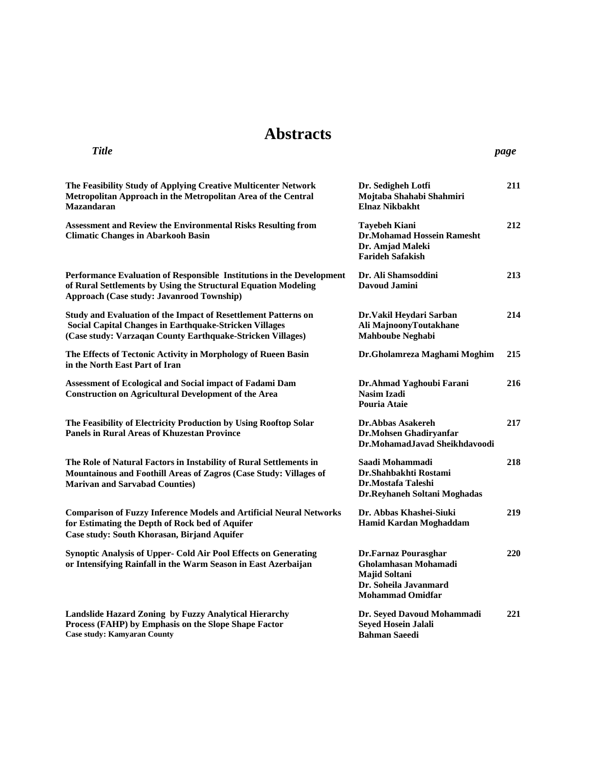# Abstracts

| *Title* | | *page* |
|---|---|---|
| **The Feasibility Study of Applying Creative Multicenter Network Metropolitan Approach in the Metropolitan Area of the Central Mazandaran** | **Dr. Sedigheh Lotfi**<br>**Mojtaba Shahabi Shahmiri**<br>**Elnaz Nikbakht** | **211** |
| **Assessment and Review the Environmental Risks Resulting from Climatic Changes in Abarkooh Basin** | **Tayebeh Kiani**<br>**Dr.Mohamad Hossein Ramesht**<br>**Dr. Amjad Maleki**<br>**Farideh Safakish** | **212** |
| **Performance Evaluation of Responsible Institutions in the Development of Rural Settlements by Using the Structural Equation Modeling Approach (Case study: Javanrood Township)** | **Dr. Ali Shamsoddini**<br>**Davoud Jamini** | **213** |
| **Study and Evaluation of the Impact of Resettlement Patterns on Social Capital Changes in Earthquake-Stricken Villages (Case study: Varzaqan County Earthquake-Stricken Villages)** | **Dr.Vakil Heydari Sarban**<br>**Ali MajnoonyToutakhane**<br>**Mahboube Neghabi** | **214** |
| **The Effects of Tectonic Activity in Morphology of Rueen Basin in the North East Part of Iran** | **Dr.Gholamreza Maghami Moghim** | **215** |
| **Assessment of Ecological and Social impact of Fadami Dam Construction on Agricultural Development of the Area** | **Dr.Ahmad Yaghoubi Farani**<br>**Nasim Izadi**<br>**Pouria Ataie** | **216** |
| **The Feasibility of Electricity Production by Using Rooftop Solar Panels in Rural Areas of Khuzestan Province** | **Dr.Abbas Asakereh**<br>**Dr.Mohsen Ghadiryanfar**<br>**Dr.MohamadJavad Sheikhdavoodi** | **217** |
| **The Role of Natural Factors in Instability of Rural Settlements in Mountainous and Foothill Areas of Zagros (Case Study: Villages of Marivan and Sarvabad Counties)** | **Saadi Mohammadi**<br>**Dr.Shahbakhti Rostami**<br>**Dr.Mostafa Taleshi**<br>**Dr.Reyhaneh Soltani Moghadas** | **218** |
| **Comparison of Fuzzy Inference Models and Artificial Neural Networks for Estimating the Depth of Rock bed of Aquifer Case study: South Khorasan, Birjand Aquifer** | **Dr. Abbas Khashei-Siuki**<br>**Hamid Kardan Moghaddam** | **219** |
| **Synoptic Analysis of Upper- Cold Air Pool Effects on Generating or Intensifying Rainfall in the Warm Season in East Azerbaijan** | **Dr.Farnaz Pourasghar**<br>**Gholamhasan Mohamadi**<br>**Majid Soltani**<br>**Dr. Soheila Javanmard**<br>**Mohammad Omidfar** | **220** |
| **Landslide Hazard Zoning by Fuzzy Analytical Hierarchy Process (FAHP) by Emphasis on the Slope Shape Factor Case study: Kamyaran County** | **Dr. Seyed Davoud Mohammadi**<br>**Seyed Hosein Jalali**<br>**Bahman Saeedi** | **221** |